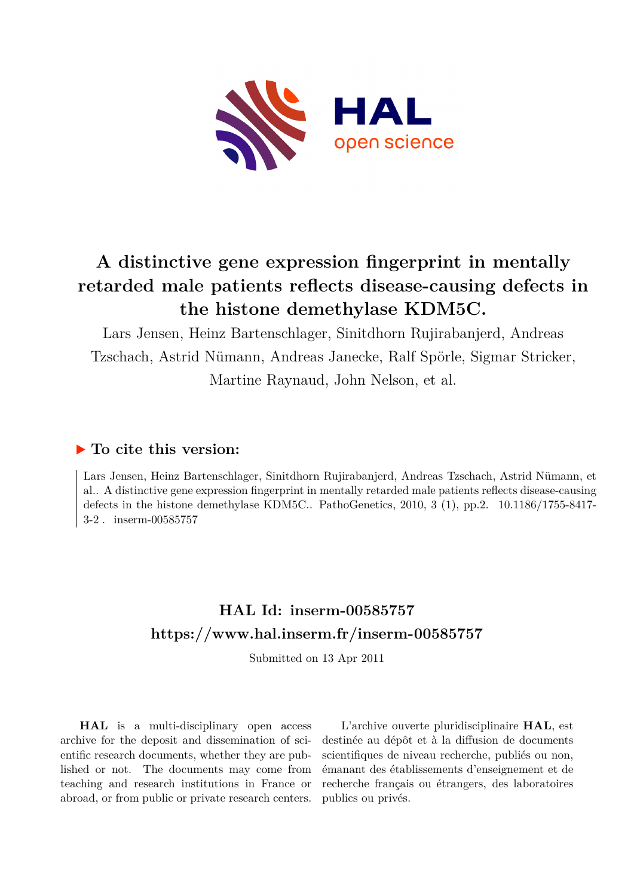# A distinctive gene expression fingerprint in mentally retarded male patients reflects disease-causing defects in the histone demethylase KDM5C.

Lars Jensen, Heinz Bartenschlager, Sinitdhorn Rujirabanjerd, Andreas Tzschach, Astrid Nümann, Andreas Janecke, Ralf Spörle, Sigmar Stricker, Martine Raynaud, John Nelson, et al.

## ▶ To cite this version:

Lars Jensen, Heinz Bartenschlager, Sinitdhorn Rujirabanjerd, Andreas Tzschach, Astrid Nümann, et al.. A distinctive gene expression fingerprint in mentally retarded male patients reflects disease-causing defects in the histone demethylase KDM5C.. PathoGenetics, 2010, 3 (1), pp.2. 10.1186/1755-8417-3-2 . inserm-00585757

## HAL Id: inserm-00585757
## https://www.hal.inserm.fr/inserm-00585757

Submitted on 13 Apr 2011

**HAL** is a multi-disciplinary open access archive for the deposit and dissemination of scientific research documents, whether they are published or not. The documents may come from teaching and research institutions in France or abroad, or from public or private research centers.

L'archive ouverte pluridisciplinaire **HAL**, est destinée au dépôt et à la diffusion de documents scientifiques de niveau recherche, publiés ou non, émanant des établissements d'enseignement et de recherche français ou étrangers, des laboratoires publics ou privés.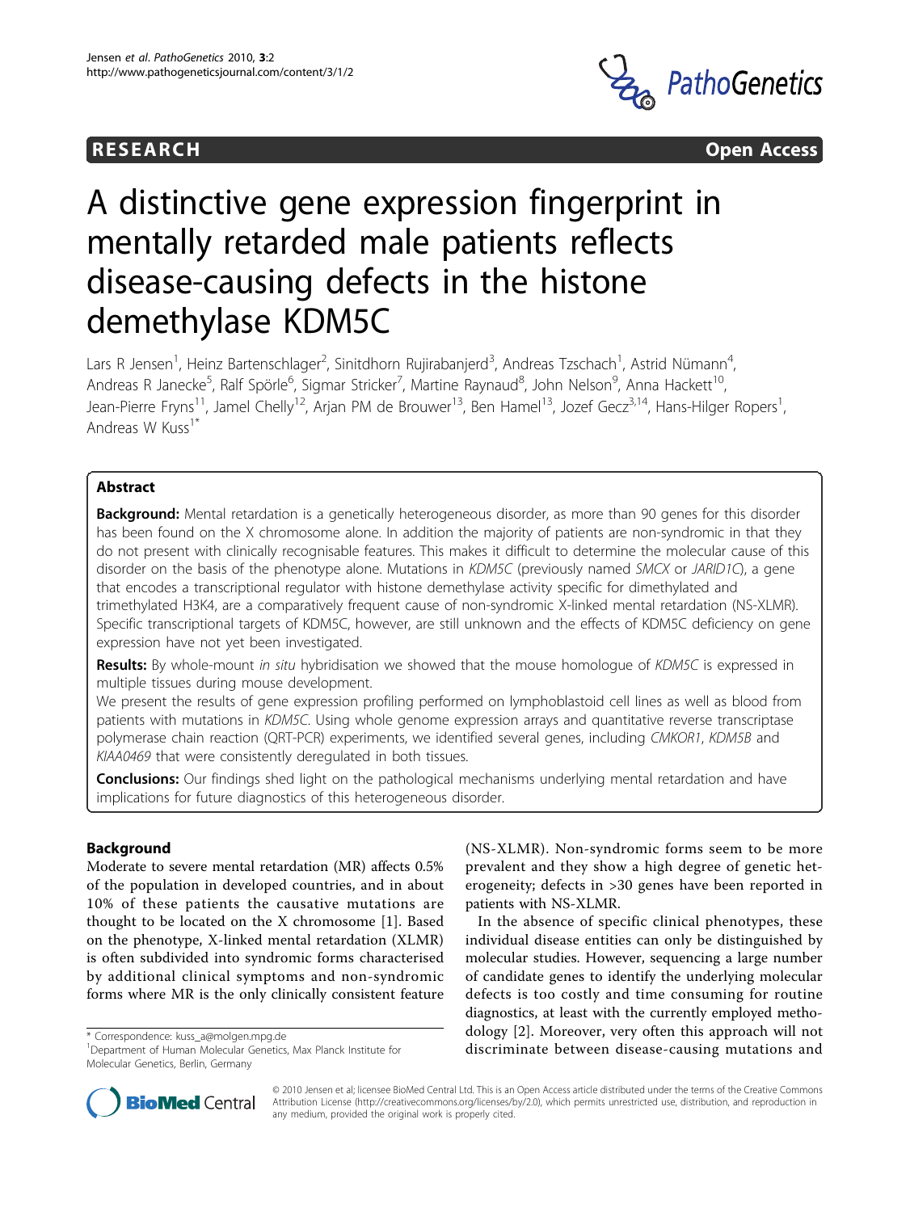# A distinctive gene expression fingerprint in mentally retarded male patients reflects disease-causing defects in the histone demethylase KDM5C

Lars R Jensen[1], Heinz Bartenschlager[2], Sinitdhorn Rujirabanjerd[3], Andreas Tzschach[1], Astrid Nümann[4], Andreas R Janecke[5], Ralf Spörle[6], Sigmar Stricker[7], Martine Raynaud[8], John Nelson[9], Anna Hackett[10], Jean-Pierre Fryns[11], Jamel Chelly[12], Arjan PM de Brouwer[13], Ben Hamel[13], Jozef Gecz[3,14], Hans-Hilger Ropers[1], Andreas W Kuss[1*]

## Abstract

**Background:** Mental retardation is a genetically heterogeneous disorder, as more than 90 genes for this disorder has been found on the X chromosome alone. In addition the majority of patients are non-syndromic in that they do not present with clinically recognisable features. This makes it difficult to determine the molecular cause of this disorder on the basis of the phenotype alone. Mutations in *KDM5C* (previously named *SMCX* or *JARID1C*), a gene that encodes a transcriptional regulator with histone demethylase activity specific for dimethylated and trimethylated H3K4, are a comparatively frequent cause of non-syndromic X-linked mental retardation (NS-XLMR). Specific transcriptional targets of KDM5C, however, are still unknown and the effects of KDM5C deficiency on gene expression have not yet been investigated.

**Results:** By whole-mount *in situ* hybridisation we showed that the mouse homologue of *KDM5C* is expressed in multiple tissues during mouse development.

We present the results of gene expression profiling performed on lymphoblastoid cell lines as well as blood from patients with mutations in *KDM5C*. Using whole genome expression arrays and quantitative reverse transcriptase polymerase chain reaction (QRT-PCR) experiments, we identified several genes, including *CMKOR1*, *KDM5B* and *KIAA0469* that were consistently deregulated in both tissues.

**Conclusions:** Our findings shed light on the pathological mechanisms underlying mental retardation and have implications for future diagnostics of this heterogeneous disorder.

## Background

Moderate to severe mental retardation (MR) affects 0.5% of the population in developed countries, and in about 10% of these patients the causative mutations are thought to be located on the X chromosome [1]. Based on the phenotype, X-linked mental retardation (XLMR) is often subdivided into syndromic forms characterised by additional clinical symptoms and non-syndromic forms where MR is the only clinically consistent feature (NS-XLMR). Non-syndromic forms seem to be more prevalent and they show a high degree of genetic heterogeneity; defects in >30 genes have been reported in patients with NS-XLMR.

In the absence of specific clinical phenotypes, these individual disease entities can only be distinguished by molecular studies. However, sequencing a large number of candidate genes to identify the underlying molecular defects is too costly and time consuming for routine diagnostics, at least with the currently employed methodology [2]. Moreover, very often this approach will not discriminate between disease-causing mutations and

\* Correspondence: kuss_a@molgen.mpg.de

[1]Department of Human Molecular Genetics, Max Planck Institute for Molecular Genetics, Berlin, Germany

© 2010 Jensen et al; licensee BioMed Central Ltd. This is an Open Access article distributed under the terms of the Creative Commons Attribution License (http://creativecommons.org/licenses/by/2.0), which permits unrestricted use, distribution, and reproduction in any medium, provided the original work is properly cited.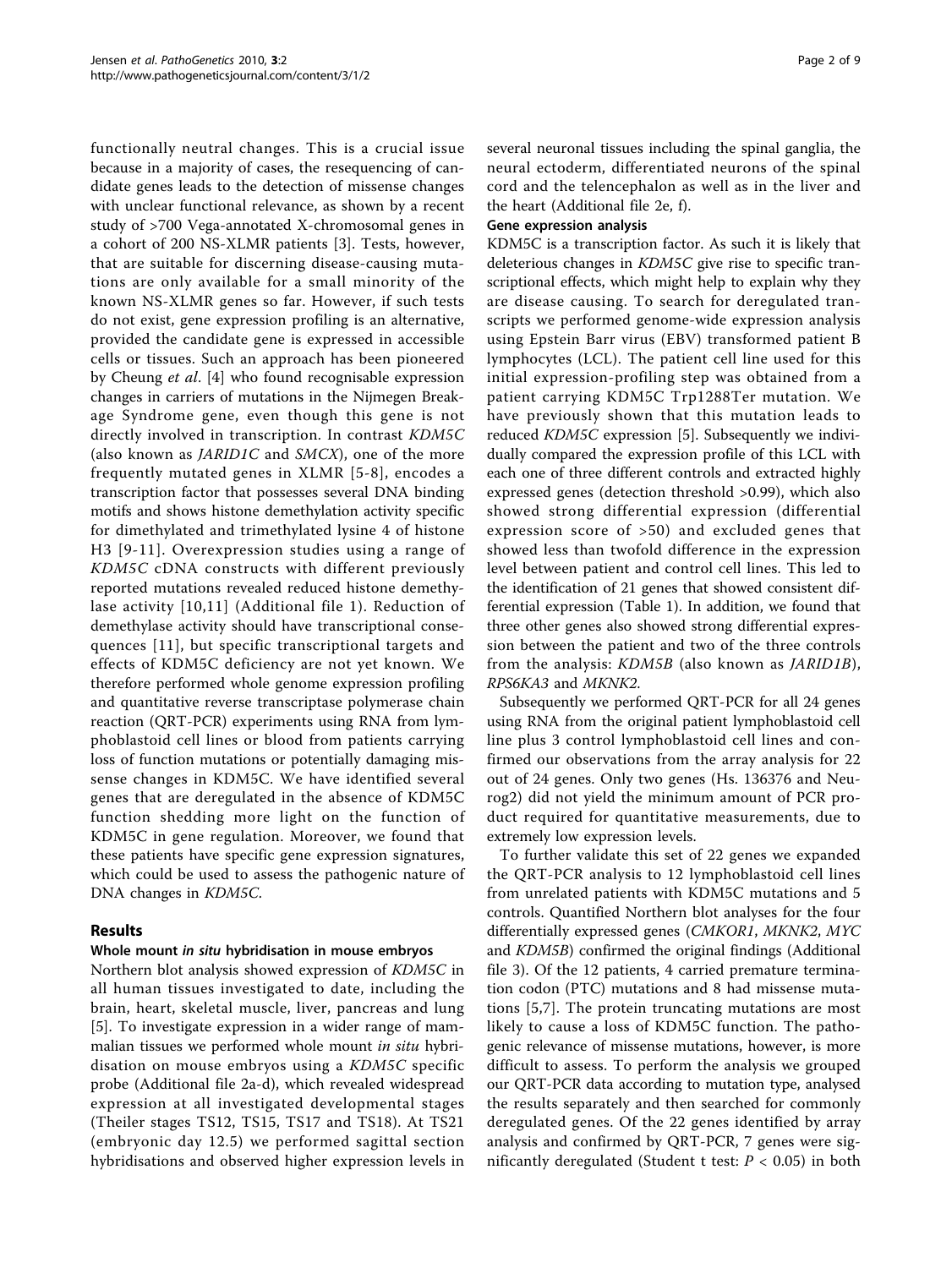functionally neutral changes. This is a crucial issue because in a majority of cases, the resequencing of candidate genes leads to the detection of missense changes with unclear functional relevance, as shown by a recent study of >700 Vega-annotated X-chromosomal genes in a cohort of 200 NS-XLMR patients [3]. Tests, however, that are suitable for discerning disease-causing mutations are only available for a small minority of the known NS-XLMR genes so far. However, if such tests do not exist, gene expression profiling is an alternative, provided the candidate gene is expressed in accessible cells or tissues. Such an approach has been pioneered by Cheung *et al*. [4] who found recognisable expression changes in carriers of mutations in the Nijmegen Breakage Syndrome gene, even though this gene is not directly involved in transcription. In contrast *KDM5C* (also known as *JARID1C* and *SMCX*), one of the more frequently mutated genes in XLMR [5-8], encodes a transcription factor that possesses several DNA binding motifs and shows histone demethylation activity specific for dimethylated and trimethylated lysine 4 of histone H3 [9-11]. Overexpression studies using a range of *KDM5C* cDNA constructs with different previously reported mutations revealed reduced histone demethylase activity [10,11] (Additional file 1). Reduction of demethylase activity should have transcriptional consequences [11], but specific transcriptional targets and effects of KDM5C deficiency are not yet known. We therefore performed whole genome expression profiling and quantitative reverse transcriptase polymerase chain reaction (QRT-PCR) experiments using RNA from lymphoblastoid cell lines or blood from patients carrying loss of function mutations or potentially damaging missense changes in KDM5C. We have identified several genes that are deregulated in the absence of KDM5C function shedding more light on the function of KDM5C in gene regulation. Moreover, we found that these patients have specific gene expression signatures, which could be used to assess the pathogenic nature of DNA changes in *KDM5C*.

## Results

### Whole mount *in situ* hybridisation in mouse embryos

Northern blot analysis showed expression of *KDM5C* in all human tissues investigated to date, including the brain, heart, skeletal muscle, liver, pancreas and lung [5]. To investigate expression in a wider range of mammalian tissues we performed whole mount *in situ* hybridisation on mouse embryos using a *KDM5C* specific probe (Additional file 2a-d), which revealed widespread expression at all investigated developmental stages (Theiler stages TS12, TS15, TS17 and TS18). At TS21 (embryonic day 12.5) we performed sagittal section hybridisations and observed higher expression levels in several neuronal tissues including the spinal ganglia, the neural ectoderm, differentiated neurons of the spinal cord and the telencephalon as well as in the liver and the heart (Additional file 2e, f).

### Gene expression analysis

KDM5C is a transcription factor. As such it is likely that deleterious changes in *KDM5C* give rise to specific transcriptional effects, which might help to explain why they are disease causing. To search for deregulated transcripts we performed genome-wide expression analysis using Epstein Barr virus (EBV) transformed patient B lymphocytes (LCL). The patient cell line used for this initial expression-profiling step was obtained from a patient carrying KDM5C Trp1288Ter mutation. We have previously shown that this mutation leads to reduced *KDM5C* expression [5]. Subsequently we individually compared the expression profile of this LCL with each one of three different controls and extracted highly expressed genes (detection threshold >0.99), which also showed strong differential expression (differential expression score of >50) and excluded genes that showed less than twofold difference in the expression level between patient and control cell lines. This led to the identification of 21 genes that showed consistent differential expression (Table 1). In addition, we found that three other genes also showed strong differential expression between the patient and two of the three controls from the analysis: *KDM5B* (also known as *JARID1B*), *RPS6KA3* and *MKNK2*.

Subsequently we performed QRT-PCR for all 24 genes using RNA from the original patient lymphoblastoid cell line plus 3 control lymphoblastoid cell lines and confirmed our observations from the array analysis for 22 out of 24 genes. Only two genes (Hs. 136376 and Neurog2) did not yield the minimum amount of PCR product required for quantitative measurements, due to extremely low expression levels.

To further validate this set of 22 genes we expanded the QRT-PCR analysis to 12 lymphoblastoid cell lines from unrelated patients with KDM5C mutations and 5 controls. Quantified Northern blot analyses for the four differentially expressed genes (*CMKOR1*, *MKNK2*, *MYC* and *KDM5B*) confirmed the original findings (Additional file 3). Of the 12 patients, 4 carried premature termination codon (PTC) mutations and 8 had missense mutations [5,7]. The protein truncating mutations are most likely to cause a loss of KDM5C function. The pathogenic relevance of missense mutations, however, is more difficult to assess. To perform the analysis we grouped our QRT-PCR data according to mutation type, analysed the results separately and then searched for commonly deregulated genes. Of the 22 genes identified by array analysis and confirmed by QRT-PCR, 7 genes were significantly deregulated (Student t test: $P < 0.05$) in both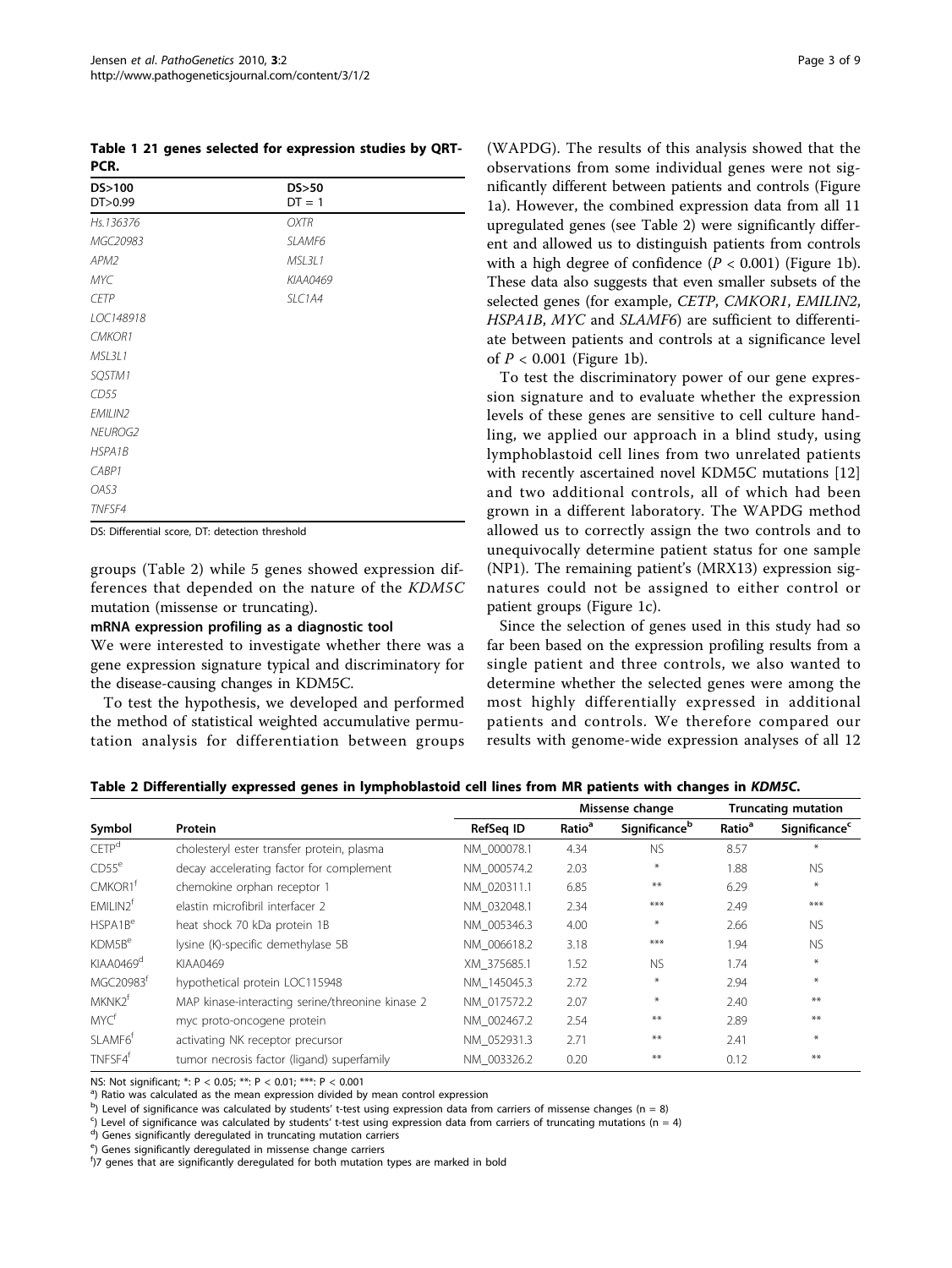**Table 1 21 genes selected for expression studies by QRT-PCR.**

| DS>100<br>DT>0.99 | DS>50<br>DT = 1 |
|---|---|
| *Hs.136376* | *OXTR* |
| *MGC20983* | *SLAMF6* |
| *APM2* | *MSL3L1* |
| *MYC* | *KIAA0469* |
| *CETP* | *SLC1A4* |
| *LOC148918* | |
| *CMKOR1* | |
| *MSL3L1* | |
| *SQSTM1* | |
| *CD55* | |
| *EMILIN2* | |
| *NEUROG2* | |
| *HSPA1B* | |
| *CABP1* | |
| *OAS3* | |
| *TNFSF4* | |

DS: Differential score, DT: detection threshold

groups (Table 2) while 5 genes showed expression differences that depended on the nature of the *KDM5C* mutation (missense or truncating).

### mRNA expression profiling as a diagnostic tool

We were interested to investigate whether there was a gene expression signature typical and discriminatory for the disease-causing changes in KDM5C.

To test the hypothesis, we developed and performed the method of statistical weighted accumulative permutation analysis for differentiation between groups (WAPDG). The results of this analysis showed that the observations from some individual genes were not significantly different between patients and controls (Figure 1a). However, the combined expression data from all 11 upregulated genes (see Table 2) were significantly different and allowed us to distinguish patients from controls with a high degree of confidence ($P < 0.001$) (Figure 1b). These data also suggests that even smaller subsets of the selected genes (for example, *CETP*, *CMKOR1*, *EMILIN2*, *HSPA1B*, *MYC* and *SLAMF6*) are sufficient to differentiate between patients and controls at a significance level of $P < 0.001$ (Figure 1b).

To test the discriminatory power of our gene expression signature and to evaluate whether the expression levels of these genes are sensitive to cell culture handling, we applied our approach in a blind study, using lymphoblastoid cell lines from two unrelated patients with recently ascertained novel KDM5C mutations [12] and two additional controls, all of which had been grown in a different laboratory. The WAPDG method allowed us to correctly assign the two controls and to unequivocally determine patient status for one sample (NP1). The remaining patient's (MRX13) expression signatures could not be assigned to either control or patient groups (Figure 1c).

Since the selection of genes used in this study had so far been based on the expression profiling results from a single patient and three controls, we also wanted to determine whether the selected genes were among the most highly differentially expressed in additional patients and controls. We therefore compared our results with genome-wide expression analyses of all 12

**Table 2 Differentially expressed genes in lymphoblastoid cell lines from MR patients with changes in *KDM5C*.**

| | | | Missense change | | Truncating mutation | |
|---|---|---|---|---|---|---|
| Symbol | Protein | RefSeq ID | Ratio[a] | Significance[b] | Ratio[a] | Significance[c] |
| CETP[d] | cholesteryl ester transfer protein, plasma | NM_000078.1 | 4.34 | NS | 8.57 | * |
| CD55[e] | decay accelerating factor for complement | NM_000574.2 | 2.03 | * | 1.88 | NS |
| CMKOR1[f] | chemokine orphan receptor 1 | NM_020311.1 | 6.85 | ** | 6.29 | * |
| EMILIN2[f] | elastin microfibril interfacer 2 | NM_032048.1 | 2.34 | *** | 2.49 | *** |
| HSPA1B[e] | heat shock 70 kDa protein 1B | NM_005346.3 | 4.00 | * | 2.66 | NS |
| KDM5B[e] | lysine (K)-specific demethylase 5B | NM_006618.2 | 3.18 | *** | 1.94 | NS |
| KIAA0469[d] | KIAA0469 | XM_375685.1 | 1.52 | NS | 1.74 | * |
| MGC20983[f] | hypothetical protein LOC115948 | NM_145045.3 | 2.72 | * | 2.94 | * |
| MKNK2[f] | MAP kinase-interacting serine/threonine kinase 2 | NM_017572.2 | 2.07 | * | 2.40 | ** |
| MYC[f] | myc proto-oncogene protein | NM_002467.2 | 2.54 | ** | 2.89 | ** |
| SLAMF6[f] | activating NK receptor precursor | NM_052931.3 | 2.71 | ** | 2.41 | * |
| TNFSF4[f] | tumor necrosis factor (ligand) superfamily | NM_003326.2 | 0.20 | ** | 0.12 | ** |

NS: Not significant; *: P < 0.05; **: P < 0.01; ***: P < 0.001

[a]) Ratio was calculated as the mean expression divided by mean control expression

[b]) Level of significance was calculated by students' t-test using expression data from carriers of missense changes (n = 8)

[c]) Level of significance was calculated by students' t-test using expression data from carriers of truncating mutations (n = 4)

[d]) Genes significantly deregulated in truncating mutation carriers

[e]) Genes significantly deregulated in missense change carriers

[f])7 genes that are significantly deregulated for both mutation types are marked in bold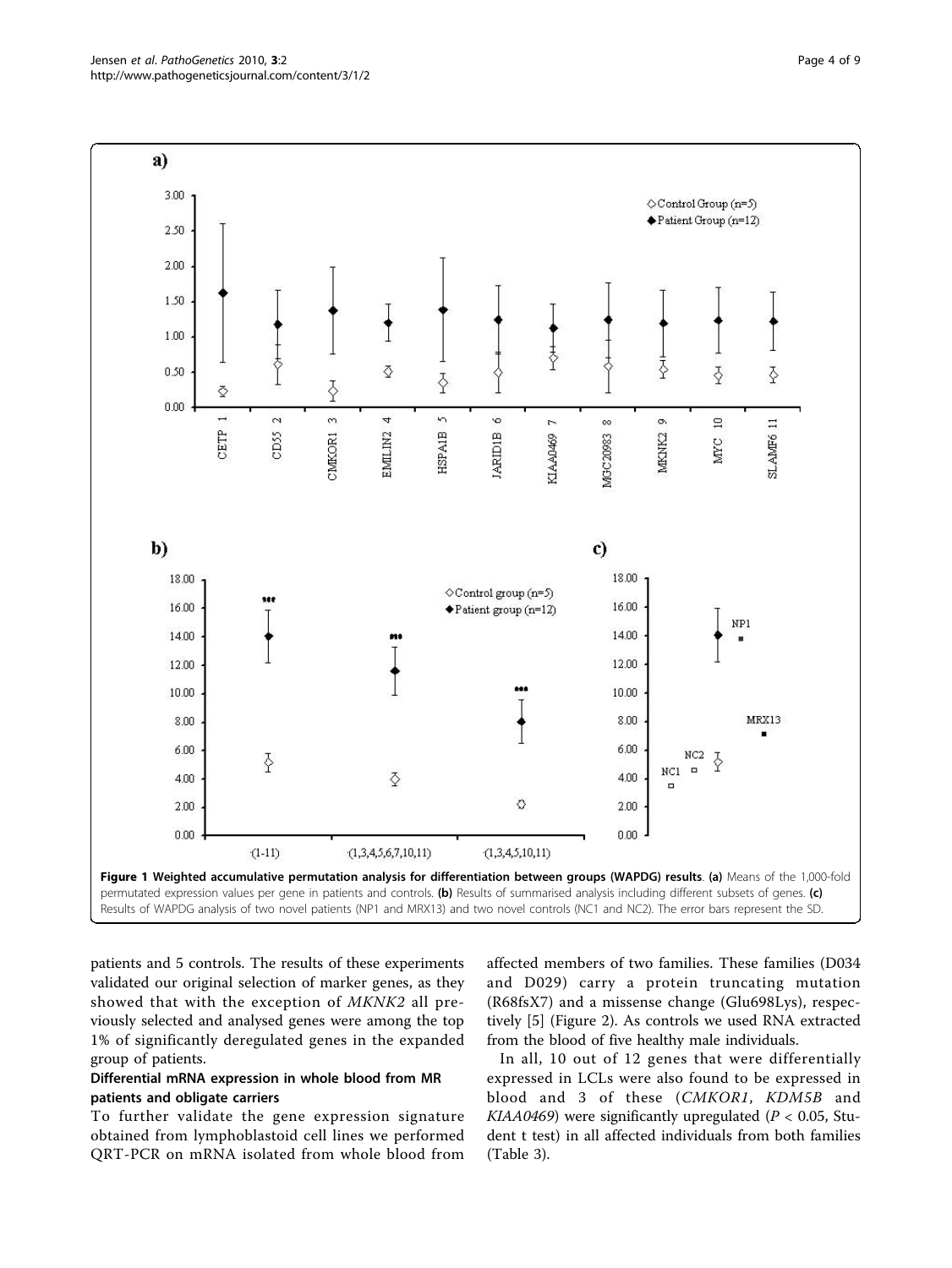**Figure 1 Weighted accumulative permutation analysis for differentiation between groups (WAPDG) results**. **(a)** Means of the 1,000-fold permutated expression values per gene in patients and controls. **(b)** Results of summarised analysis including different subsets of genes. **(c)** Results of WAPDG analysis of two novel patients (NP1 and MRX13) and two novel controls (NC1 and NC2). The error bars represent the SD.

patients and 5 controls. The results of these experiments validated our original selection of marker genes, as they showed that with the exception of *MKNK2* all previously selected and analysed genes were among the top 1% of significantly deregulated genes in the expanded group of patients.

### Differential mRNA expression in whole blood from MR patients and obligate carriers

To further validate the gene expression signature obtained from lymphoblastoid cell lines we performed QRT-PCR on mRNA isolated from whole blood from affected members of two families. These families (D034 and D029) carry a protein truncating mutation (R68fsX7) and a missense change (Glu698Lys), respectively [5] (Figure 2). As controls we used RNA extracted from the blood of five healthy male individuals.

In all, 10 out of 12 genes that were differentially expressed in LCLs were also found to be expressed in blood and 3 of these (*CMKOR1*, *KDM5B* and *KIAA0469*) were significantly upregulated ($P < 0.05$, Student t test) in all affected individuals from both families (Table 3).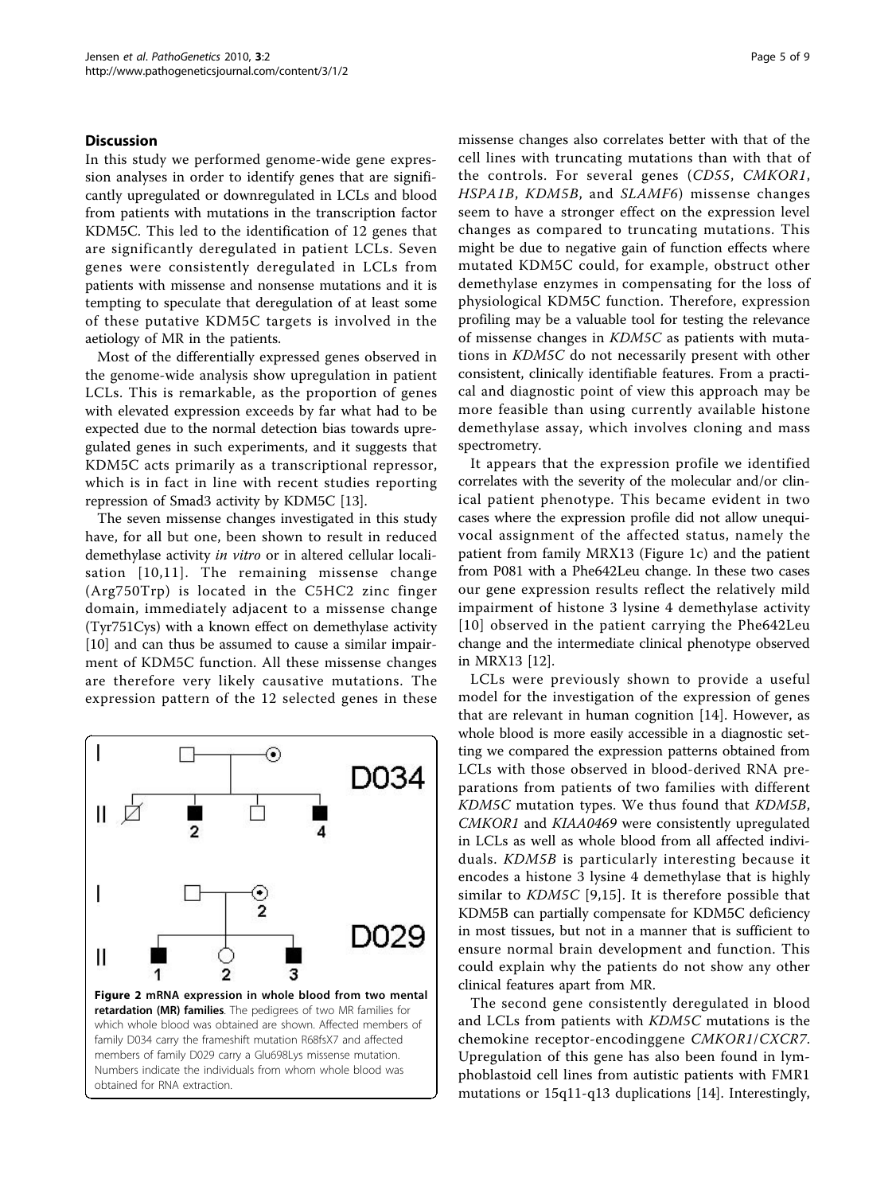## Discussion

In this study we performed genome-wide gene expression analyses in order to identify genes that are significantly upregulated or downregulated in LCLs and blood from patients with mutations in the transcription factor KDM5C. This led to the identification of 12 genes that are significantly deregulated in patient LCLs. Seven genes were consistently deregulated in LCLs from patients with missense and nonsense mutations and it is tempting to speculate that deregulation of at least some of these putative KDM5C targets is involved in the aetiology of MR in the patients.

Most of the differentially expressed genes observed in the genome-wide analysis show upregulation in patient LCLs. This is remarkable, as the proportion of genes with elevated expression exceeds by far what had to be expected due to the normal detection bias towards upregulated genes in such experiments, and it suggests that KDM5C acts primarily as a transcriptional repressor, which is in fact in line with recent studies reporting repression of Smad3 activity by KDM5C [13].

The seven missense changes investigated in this study have, for all but one, been shown to result in reduced demethylase activity *in vitro* or in altered cellular localisation [10,11]. The remaining missense change (Arg750Trp) is located in the C5HC2 zinc finger domain, immediately adjacent to a missense change (Tyr751Cys) with a known effect on demethylase activity [10] and can thus be assumed to cause a similar impairment of KDM5C function. All these missense changes are therefore very likely causative mutations. The expression pattern of the 12 selected genes in these missense changes also correlates better with that of the cell lines with truncating mutations than with that of the controls. For several genes (*CD55*, *CMKOR1*, *HSPA1B*, *KDM5B*, and *SLAMF6*) missense changes seem to have a stronger effect on the expression level changes as compared to truncating mutations. This might be due to negative gain of function effects where mutated KDM5C could, for example, obstruct other demethylase enzymes in compensating for the loss of physiological KDM5C function. Therefore, expression profiling may be a valuable tool for testing the relevance of missense changes in *KDM5C* as patients with mutations in *KDM5C* do not necessarily present with other consistent, clinically identifiable features. From a practical and diagnostic point of view this approach may be more feasible than using currently available histone demethylase assay, which involves cloning and mass spectrometry.

It appears that the expression profile we identified correlates with the severity of the molecular and/or clinical patient phenotype. This became evident in two cases where the expression profile did not allow unequivocal assignment of the affected status, namely the patient from family MRX13 (Figure 1c) and the patient from P081 with a Phe642Leu change. In these two cases our gene expression results reflect the relatively mild impairment of histone 3 lysine 4 demethylase activity [10] observed in the patient carrying the Phe642Leu change and the intermediate clinical phenotype observed in MRX13 [12].

LCLs were previously shown to provide a useful model for the investigation of the expression of genes that are relevant in human cognition [14]. However, as whole blood is more easily accessible in a diagnostic setting we compared the expression patterns obtained from LCLs with those observed in blood-derived RNA preparations from patients of two families with different *KDM5C* mutation types. We thus found that *KDM5B*, *CMKOR1* and *KIAA0469* were consistently upregulated in LCLs as well as whole blood from all affected individuals. *KDM5B* is particularly interesting because it encodes a histone 3 lysine 4 demethylase that is highly similar to *KDM5C* [9,15]. It is therefore possible that KDM5B can partially compensate for KDM5C deficiency in most tissues, but not in a manner that is sufficient to ensure normal brain development and function. This could explain why the patients do not show any other clinical features apart from MR.

The second gene consistently deregulated in blood and LCLs from patients with *KDM5C* mutations is the chemokine receptor-encodinggene *CMKOR1*/*CXCR7*. Upregulation of this gene has also been found in lymphoblastoid cell lines from autistic patients with FMR1 mutations or 15q11-q13 duplications [14]. Interestingly,

**Figure 2 mRNA expression in whole blood from two mental retardation (MR) families**. The pedigrees of two MR families for which whole blood was obtained are shown. Affected members of family D034 carry the frameshift mutation R68fsX7 and affected members of family D029 carry a Glu698Lys missense mutation. Numbers indicate the individuals from whom whole blood was obtained for RNA extraction.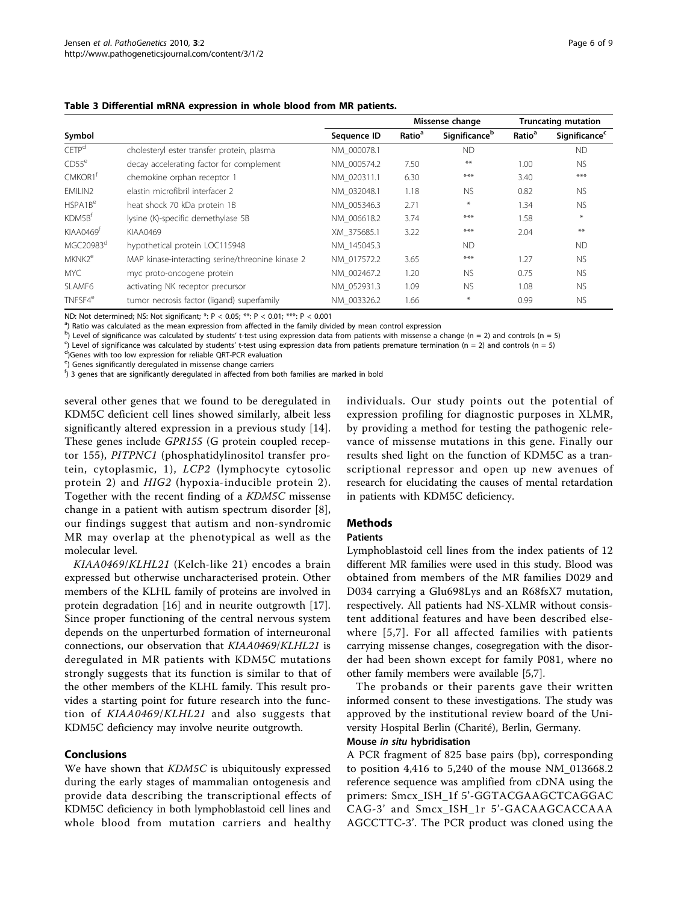**Table 3 Differential mRNA expression in whole blood from MR patients.**

| Symbol | | Sequence ID | Missense change | | Truncating mutation | |
|---|---|---|---|---|---|---|
| | | | Ratio[a] | Significance[b] | Ratio[a] | Significance[c] |
| CETP[d] | cholesteryl ester transfer protein, plasma | NM_000078.1 | | ND | | ND |
| CD55[e] | decay accelerating factor for complement | NM_000574.2 | 7.50 | ** | 1.00 | NS |
| CMKOR1[f] | chemokine orphan receptor 1 | NM_020311.1 | 6.30 | *** | 3.40 | *** |
| EMILIN2 | elastin microfibril interfacer 2 | NM_032048.1 | 1.18 | NS | 0.82 | NS |
| HSPA1B[e] | heat shock 70 kDa protein 1B | NM_005346.3 | 2.71 | * | 1.34 | NS |
| KDM5B[f] | lysine (K)-specific demethylase 5B | NM_006618.2 | 3.74 | *** | 1.58 | * |
| KIAA0469[f] | KIAA0469 | XM_375685.1 | 3.22 | *** | 2.04 | ** |
| MGC20983[d] | hypothetical protein LOC115948 | NM_145045.3 | | ND | | ND |
| MKNK2[e] | MAP kinase-interacting serine/threonine kinase 2 | NM_017572.2 | 3.65 | *** | 1.27 | NS |
| MYC | myc proto-oncogene protein | NM_002467.2 | 1.20 | NS | 0.75 | NS |
| SLAMF6 | activating NK receptor precursor | NM_052931.1 | 1.09 | NS | 1.08 | NS |
| TNFSF4[e] | tumor necrosis factor (ligand) superfamily | NM_003326.2 | 1.66 | * | 0.99 | NS |

ND: Not determined; NS: Not significant; *: $P < 0.05$; **: $P < 0.01$; ***: $P < 0.001$

[a]) Ratio was calculated as the mean expression from affected in the family divided by mean control expression

[b]) Level of significance was calculated by students' t-test using expression data from patients with missense a change (n = 2) and controls (n = 5)

[c]) Level of significance was calculated by students' t-test using expression data from patients premature termination (n = 2) and controls (n = 5)

[d])Genes with too low expression for reliable QRT-PCR evaluation

[e]) Genes significantly deregulated in missense change carriers

[f]) 3 genes that are significantly deregulated in affected from both families are marked in bold

several other genes that we found to be deregulated in KDM5C deficient cell lines showed similarly, albeit less significantly altered expression in a previous study [14]. These genes include *GPR155* (G protein coupled receptor 155), *PITPNC1* (phosphatidylinositol transfer protein, cytoplasmic, 1), *LCP2* (lymphocyte cytosolic protein 2) and *HIG2* (hypoxia-inducible protein 2). Together with the recent finding of a *KDM5C* missense change in a patient with autism spectrum disorder [8], our findings suggest that autism and non-syndromic MR may overlap at the phenotypical as well as the molecular level.

*KIAA0469*/*KLHL21* (Kelch-like 21) encodes a brain expressed but otherwise uncharacterised protein. Other members of the KLHL family of proteins are involved in protein degradation [16] and in neurite outgrowth [17]. Since proper functioning of the central nervous system depends on the unperturbed formation of interneuronal connections, our observation that *KIAA0469*/*KLHL21* is deregulated in MR patients with KDM5C mutations strongly suggests that its function is similar to that of the other members of the KLHL family. This result provides a starting point for future research into the function of *KIAA0469*/*KLHL21* and also suggests that KDM5C deficiency may involve neurite outgrowth.

## Conclusions

We have shown that *KDM5C* is ubiquitously expressed during the early stages of mammalian ontogenesis and provide data describing the transcriptional effects of KDM5C deficiency in both lymphoblastoid cell lines and whole blood from mutation carriers and healthy individuals. Our study points out the potential of expression profiling for diagnostic purposes in XLMR, by providing a method for testing the pathogenic relevance of missense mutations in this gene. Finally our results shed light on the function of KDM5C as a transcriptional repressor and open up new avenues of research for elucidating the causes of mental retardation in patients with KDM5C deficiency.

## Methods

### Patients

Lymphoblastoid cell lines from the index patients of 12 different MR families were used in this study. Blood was obtained from members of the MR families D029 and D034 carrying a Glu698Lys and an R68fsX7 mutation, respectively. All patients had NS-XLMR without consistent additional features and have been described elsewhere [5,7]. For all affected families with patients carrying missense changes, cosegregation with the disorder had been shown except for family P081, where no other family members were available [5,7].

The probands or their parents gave their written informed consent to these investigations. The study was approved by the institutional review board of the University Hospital Berlin (Charité), Berlin, Germany.

### Mouse *in situ* hybridisation

A PCR fragment of 825 base pairs (bp), corresponding to position 4,416 to 5,240 of the mouse NM_013668.2 reference sequence was amplified from cDNA using the primers: Smcx_ISH_1f 5'-GGTACGAAGCTCAGGAC CAG-3' and Smcx_ISH_1r 5'-GACAAGCACCAAA AGCCTTC-3'. The PCR product was cloned using the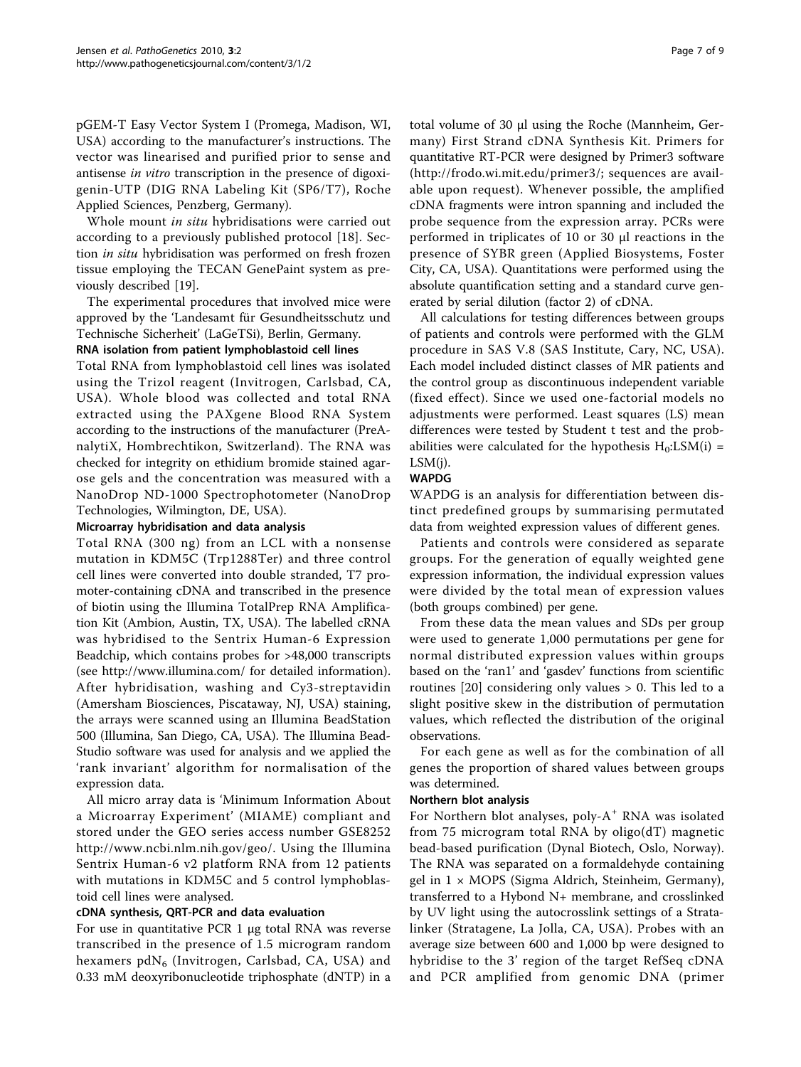pGEM-T Easy Vector System I (Promega, Madison, WI, USA) according to the manufacturer's instructions. The vector was linearised and purified prior to sense and antisense *in vitro* transcription in the presence of digoxigenin-UTP (DIG RNA Labeling Kit (SP6/T7), Roche Applied Sciences, Penzberg, Germany).

Whole mount *in situ* hybridisations were carried out according to a previously published protocol [18]. Section *in situ* hybridisation was performed on fresh frozen tissue employing the TECAN GenePaint system as previously described [19].

The experimental procedures that involved mice were approved by the 'Landesamt für Gesundheitsschutz und Technische Sicherheit' (LaGeTSi), Berlin, Germany.

#### RNA isolation from patient lymphoblastoid cell lines

Total RNA from lymphoblastoid cell lines was isolated using the Trizol reagent (Invitrogen, Carlsbad, CA, USA). Whole blood was collected and total RNA extracted using the PAXgene Blood RNA System according to the instructions of the manufacturer (PreAnalytiX, Hombrechtikon, Switzerland). The RNA was checked for integrity on ethidium bromide stained agarose gels and the concentration was measured with a NanoDrop ND-1000 Spectrophotometer (NanoDrop Technologies, Wilmington, DE, USA).

#### Microarray hybridisation and data analysis

Total RNA (300 ng) from an LCL with a nonsense mutation in KDM5C (Trp1288Ter) and three control cell lines were converted into double stranded, T7 promoter-containing cDNA and transcribed in the presence of biotin using the Illumina TotalPrep RNA Amplification Kit (Ambion, Austin, TX, USA). The labelled cRNA was hybridised to the Sentrix Human-6 Expression Beadchip, which contains probes for >48,000 transcripts (see http://www.illumina.com/ for detailed information). After hybridisation, washing and Cy3-streptavidin (Amersham Biosciences, Piscataway, NJ, USA) staining, the arrays were scanned using an Illumina BeadStation 500 (Illumina, San Diego, CA, USA). The Illumina BeadStudio software was used for analysis and we applied the 'rank invariant' algorithm for normalisation of the expression data.

All micro array data is 'Minimum Information About a Microarray Experiment' (MIAME) compliant and stored under the GEO series access number GSE8252 http://www.ncbi.nlm.nih.gov/geo/. Using the Illumina Sentrix Human-6 v2 platform RNA from 12 patients with mutations in KDM5C and 5 control lymphoblastoid cell lines were analysed.

#### cDNA synthesis, QRT-PCR and data evaluation

For use in quantitative PCR 1 µg total RNA was reverse transcribed in the presence of 1.5 microgram random hexamers $pdN_6$ (Invitrogen, Carlsbad, CA, USA) and 0.33 mM deoxyribonucleotide triphosphate (dNTP) in a total volume of 30 µl using the Roche (Mannheim, Germany) First Strand cDNA Synthesis Kit. Primers for quantitative RT-PCR were designed by Primer3 software (http://frodo.wi.mit.edu/primer3/; sequences are available upon request). Whenever possible, the amplified cDNA fragments were intron spanning and included the probe sequence from the expression array. PCRs were performed in triplicates of 10 or 30 µl reactions in the presence of SYBR green (Applied Biosystems, Foster City, CA, USA). Quantitations were performed using the absolute quantification setting and a standard curve generated by serial dilution (factor 2) of cDNA.

All calculations for testing differences between groups of patients and controls were performed with the GLM procedure in SAS V.8 (SAS Institute, Cary, NC, USA). Each model included distinct classes of MR patients and the control group as discontinuous independent variable (fixed effect). Since we used one-factorial models no adjustments were performed. Least squares (LS) mean differences were tested by Student t test and the probabilities were calculated for the hypothesis $H_0$:LSM(i) = LSM(j).

#### WAPDG

WAPDG is an analysis for differentiation between distinct predefined groups by summarising permutated data from weighted expression values of different genes.

Patients and controls were considered as separate groups. For the generation of equally weighted gene expression information, the individual expression values were divided by the total mean of expression values (both groups combined) per gene.

From these data the mean values and SDs per group were used to generate 1,000 permutations per gene for normal distributed expression values within groups based on the 'ran1' and 'gasdev' functions from scientific routines [20] considering only values > 0. This led to a slight positive skew in the distribution of permutation values, which reflected the distribution of the original observations.

For each gene as well as for the combination of all genes the proportion of shared values between groups was determined.

#### Northern blot analysis

For Northern blot analyses, poly-$A^+$ RNA was isolated from 75 microgram total RNA by oligo(dT) magnetic bead-based purification (Dynal Biotech, Oslo, Norway). The RNA was separated on a formaldehyde containing gel in 1 × MOPS (Sigma Aldrich, Steinheim, Germany), transferred to a Hybond N+ membrane, and crosslinked by UV light using the autocrosslink settings of a Stratalinker (Stratagene, La Jolla, CA, USA). Probes with an average size between 600 and 1,000 bp were designed to hybridise to the 3' region of the target RefSeq cDNA and PCR amplified from genomic DNA (primer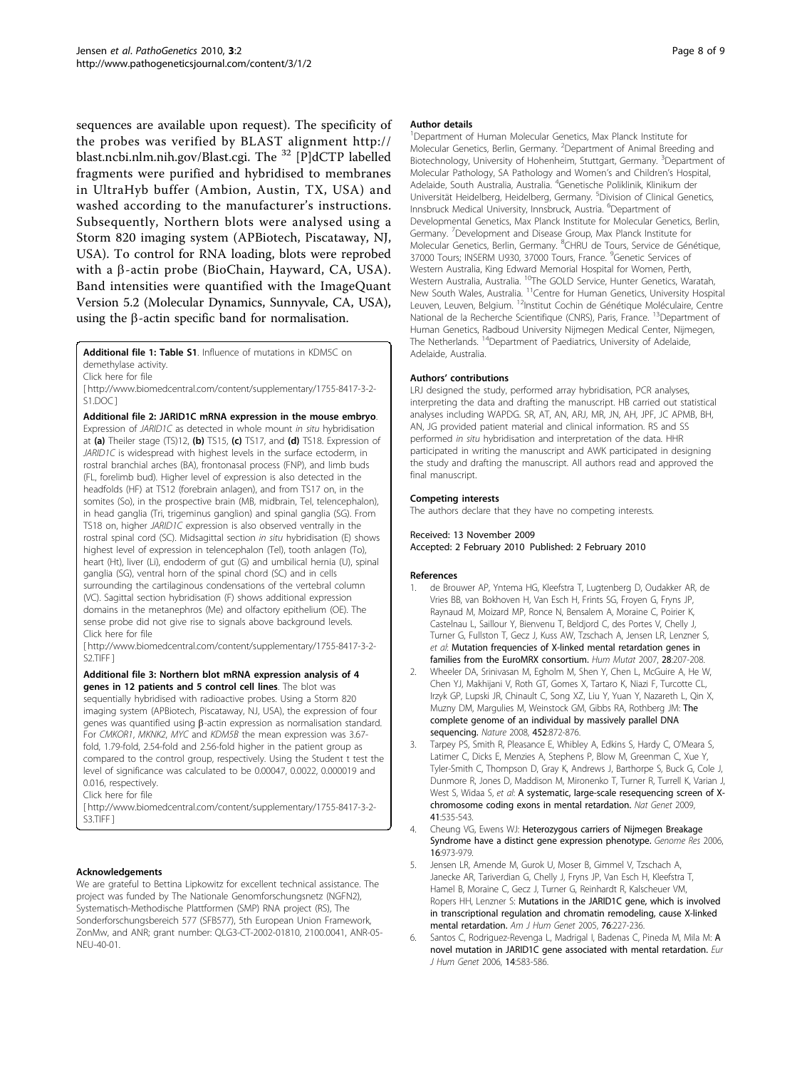sequences are available upon request). The specificity of the probes was verified by BLAST alignment http://blast.ncbi.nlm.nih.gov/Blast.cgi. The [32] [P]dCTP labelled fragments were purified and hybridised to membranes in UltraHyb buffer (Ambion, Austin, TX, USA) and washed according to the manufacturer's instructions. Subsequently, Northern blots were analysed using a Storm 820 imaging system (APBiotech, Piscataway, NJ, USA). To control for RNA loading, blots were reprobed with a β-actin probe (BioChain, Hayward, CA, USA). Band intensities were quantified with the ImageQuant Version 5.2 (Molecular Dynamics, Sunnyvale, CA, USA), using the β-actin specific band for normalisation.

**Additional file 1: Table S1**. Influence of mutations in KDM5C on demethylase activity.
Click here for file
[ http://www.biomedcentral.com/content/supplementary/1755-8417-3-2-S1.DOC ]

**Additional file 2: JARID1C mRNA expression in the mouse embryo**. Expression of *JARID1C* as detected in whole mount *in situ* hybridisation at **(a)** Theiler stage (TS)12, **(b)** TS15, **(c)** TS17, and **(d)** TS18. Expression of *JARID1C* is widespread with highest levels in the surface ectoderm, in rostral branchial arches (BA), frontonasal process (FNP), and limb buds (FL, forelimb bud). Higher level of expression is also detected in the headfolds (HF) at TS12 (forebrain anlagen), and from TS17 on, in the somites (So), in the prospective brain (MB, midbrain, Tel, telencephalon), in head ganglia (Tri, trigeminus ganglion) and spinal ganglia (SG). From TS18 on, higher *JARID1C* expression is also observed ventrally in the rostral spinal cord (SC). Midsagittal section *in situ* hybridisation (E) shows highest level of expression in telencephalon (Tel), tooth anlagen (To), heart (Ht), liver (Li), endoderm of gut (G) and umbilical hernia (U), spinal ganglia (SG), ventral horn of the spinal chord (SC) and in cells surrounding the cartilaginous condensations of the vertebral column (VC). Sagittal section hybridisation (F) shows additional expression domains in the metanephros (Me) and olfactory epithelium (OE). The sense probe did not give rise to signals above background levels.
Click here for file
[ http://www.biomedcentral.com/content/supplementary/1755-8417-3-2-S2.TIFF ]

**Additional file 3: Northern blot mRNA expression analysis of 4 genes in 12 patients and 5 control cell lines**. The blot was sequentially hybridised with radioactive probes. Using a Storm 820 imaging system (APBiotech, Piscataway, NJ, USA), the expression of four genes was quantified using β-actin expression as normalisation standard. For *CMKOR1*, *MKNK2*, *MYC* and *KDM5B* the mean expression was 3.67-fold, 1.79-fold, 2.54-fold and 2.56-fold higher in the patient group as compared to the control group, respectively. Using the Student t test the level of significance was calculated to be 0.00047, 0.0022, 0.000019 and 0.016, respectively.
Click here for file
[ http://www.biomedcentral.com/content/supplementary/1755-8417-3-2-S3.TIFF ]

#### Acknowledgements

We are grateful to Bettina Lipkowitz for excellent technical assistance. The project was funded by The Nationale Genomforschungsnetz (NGFN2), Systematisch-Methodische Plattformen (SMP) RNA project (RS), The Sonderforschungsbereich 577 (SFB577), 5th European Union Framework, ZonMw, and ANR; grant number: QLG3-CT-2002-01810, 2100.0041, ANR-05-NEU-40-01.

#### Author details

[1]Department of Human Molecular Genetics, Max Planck Institute for Molecular Genetics, Berlin, Germany. [2]Department of Animal Breeding and Biotechnology, University of Hohenheim, Stuttgart, Germany. [3]Department of Molecular Pathology, SA Pathology and Women's and Children's Hospital, Adelaide, South Australia, Australia. [4]Genetische Poliklinik, Klinikum der Universität Heidelberg, Heidelberg, Germany. [5]Division of Clinical Genetics, Innsbruck Medical University, Innsbruck, Austria. [6]Department of Developmental Genetics, Max Planck Institute for Molecular Genetics, Berlin, Germany. [7]Development and Disease Group, Max Planck Institute for Molecular Genetics, Berlin, Germany. [8]CHRU de Tours, Service de Génétique, 37000 Tours; INSERM U930, 37000 Tours, France. [9]Genetic Services of Western Australia, King Edward Memorial Hospital for Women, Perth, Western Australia, Australia. [10]The GOLD Service, Hunter Genetics, Waratah, New South Wales, Australia. [11]Centre for Human Genetics, University Hospital Leuven, Leuven, Belgium. [12]Institut Cochin de Génétique Moléculaire, Centre National de la Recherche Scientifique (CNRS), Paris, France. [13]Department of Human Genetics, Radboud University Nijmegen Medical Center, Nijmegen, The Netherlands. [14]Department of Paediatrics, University of Adelaide, Adelaide, Australia.

#### Authors' contributions

LRJ designed the study, performed array hybridisation, PCR analyses, interpreting the data and drafting the manuscript. HB carried out statistical analyses including WAPDG. SR, AT, AN, ARJ, MR, JN, AH, JPF, JC APMB, BH, AN, JG provided patient material and clinical information. RS and SS performed *in situ* hybridisation and interpretation of the data. HHR participated in writing the manuscript and AWK participated in designing the study and drafting the manuscript. All authors read and approved the final manuscript.

#### Competing interests

The authors declare that they have no competing interests.

Received: 13 November 2009
Accepted: 2 February 2010 Published: 2 February 2010

#### References

1. de Brouwer AP, Yntema HG, Kleefstra T, Lugtenberg D, Oudakker AR, de Vries BB, van Bokhoven H, Van Esch H, Frints SG, Froyen G, Fryns JP, Raynaud M, Moizard MP, Ronce N, Bensalem A, Moraine C, Poirier K, Castelnau L, Saillour Y, Bienvenu T, Beldjord C, des Portes V, Chelly J, Turner G, Fullston T, Gecz J, Kuss AW, Tzschach A, Jensen LR, Lenzner S, *et al*: **Mutation frequencies of X-linked mental retardation genes in families from the EuroMRX consortium.** *Hum Mutat* 2007, **28**:207-208.
2. Wheeler DA, Srinivasan M, Egholm M, Shen Y, Chen L, McGuire A, He W, Chen YJ, Makhijani V, Roth GT, Gomes X, Tartaro K, Niazi F, Turcotte CL, Irzyk GP, Lupski JR, Chinault C, Song XZ, Liu Y, Yuan Y, Nazareth L, Qin X, Muzny DM, Margulies M, Weinstock GM, Gibbs RA, Rothberg JM: **The complete genome of an individual by massively parallel DNA sequencing.** *Nature* 2008, **452**:872-876.
3. Tarpey PS, Smith R, Pleasance E, Whibley A, Edkins S, Hardy C, O'Meara S, Latimer C, Dicks E, Menzies A, Stephens P, Blow M, Greenman C, Xue Y, Tyler-Smith C, Thompson D, Gray K, Andrews J, Barthorpe S, Buck G, Cole J, Dunmore R, Jones D, Maddison M, Mironenko T, Turner R, Turrell K, Varian J, West S, Widaa S, *et al*: **A systematic, large-scale resequencing screen of X-chromosome coding exons in mental retardation.** *Nat Genet* 2009, **41**:535-543.
4. Cheung VG, Ewens WJ: **Heterozygous carriers of Nijmegen Breakage Syndrome have a distinct gene expression phenotype.** *Genome Res* 2006, **16**:973-979.
5. Jensen LR, Amende M, Gurok U, Moser B, Gimmel V, Tzschach A, Janecke AR, Tariverdian G, Chelly J, Fryns JP, Van Esch H, Kleefstra T, Hamel B, Moraine C, Gecz J, Turner G, Reinhardt R, Kalscheuer VM, Ropers HH, Lenzner S: **Mutations in the JARID1C gene, which is involved in transcriptional regulation and chromatin remodeling, cause X-linked mental retardation.** *Am J Hum Genet* 2005, **76**:227-236.
6. Santos C, Rodriguez-Revenga L, Madrigal I, Badenas C, Pineda M, Mila M: **A novel mutation in JARID1C gene associated with mental retardation.** *Eur J Hum Genet* 2006, **14**:583-586.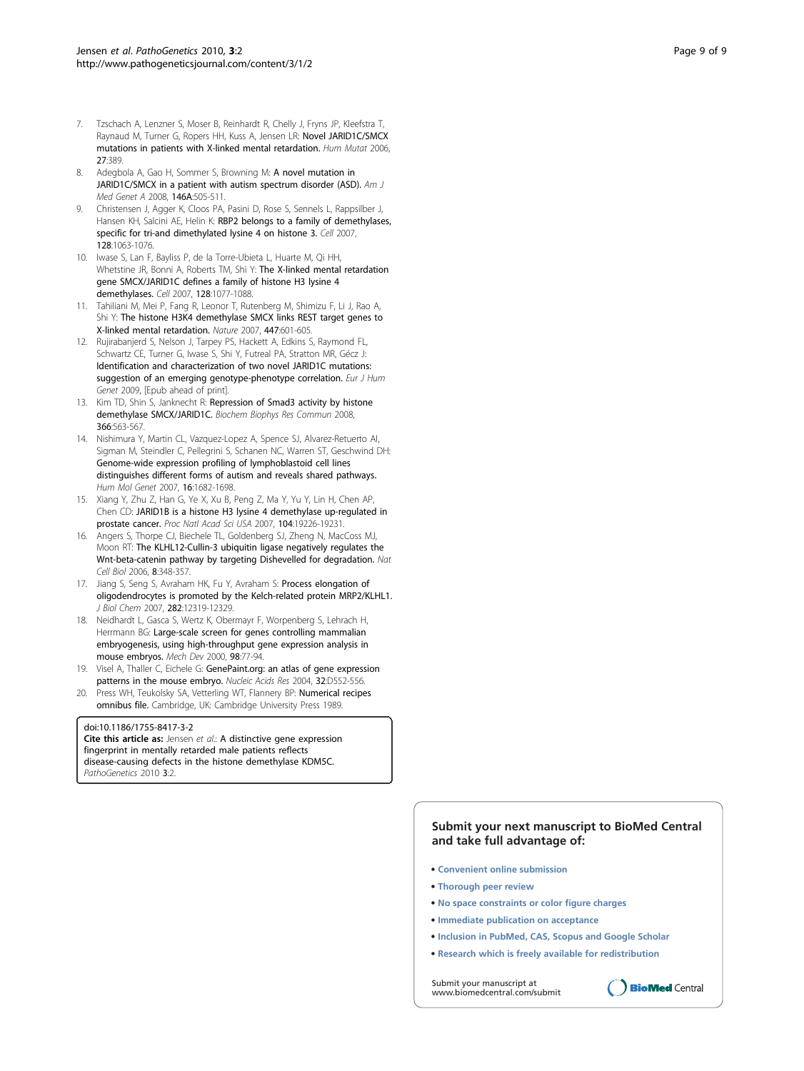7. Tzschach A, Lenzner S, Moser B, Reinhardt R, Chelly J, Fryns JP, Kleefstra T, Raynaud M, Turner G, Ropers HH, Kuss A, Jensen LR: **Novel JARID1C/SMCX mutations in patients with X-linked mental retardation.** *Hum Mutat* 2006, **27**:389.
8. Adegbola A, Gao H, Sommer S, Browning M: **A novel mutation in JARID1C/SMCX in a patient with autism spectrum disorder (ASD).** *Am J Med Genet A* 2008, **146A**:505-511.
9. Christensen J, Agger K, Cloos PA, Pasini D, Rose S, Sennels L, Rappsilber J, Hansen KH, Salcini AE, Helin K: **RBP2 belongs to a family of demethylases, specific for tri-and dimethylated lysine 4 on histone 3.** *Cell* 2007, **128**:1063-1076.
10. Iwase S, Lan F, Bayliss P, de la Torre-Ubieta L, Huarte M, Qi HH, Whetstine JR, Bonni A, Roberts TM, Shi Y: **The X-linked mental retardation gene SMCX/JARID1C defines a family of histone H3 lysine 4 demethylases.** *Cell* 2007, **128**:1077-1088.
11. Tahiliani M, Mei P, Fang R, Leonor T, Rutenberg M, Shimizu F, Li J, Rao A, Shi Y: **The histone H3K4 demethylase SMCX links REST target genes to X-linked mental retardation.** *Nature* 2007, **447**:601-605.
12. Rujirabanjerd S, Nelson J, Tarpey PS, Hackett A, Edkins S, Raymond FL, Schwartz CE, Turner G, Iwase S, Shi Y, Futreal PA, Stratton MR, Gécz J: **Identification and characterization of two novel JARID1C mutations: suggestion of an emerging genotype-phenotype correlation.** *Eur J Hum Genet* 2009, [Epub ahead of print].
13. Kim TD, Shin S, Janknecht R: **Repression of Smad3 activity by histone demethylase SMCX/JARID1C.** *Biochem Biophys Res Commun* 2008, **366**:563-567.
14. Nishimura Y, Martin CL, Vazquez-Lopez A, Spence SJ, Alvarez-Retuerto AI, Sigman M, Steindler C, Pellegrini S, Schanen NC, Warren ST, Geschwind DH: **Genome-wide expression profiling of lymphoblastoid cell lines distinguishes different forms of autism and reveals shared pathways.** *Hum Mol Genet* 2007, **16**:1682-1698.
15. Xiang Y, Zhu Z, Han G, Ye X, Xu B, Peng Z, Ma Y, Yu Y, Lin H, Chen AP, Chen CD: **JARID1B is a histone H3 lysine 4 demethylase up-regulated in prostate cancer.** *Proc Natl Acad Sci USA* 2007, **104**:19226-19231.
16. Angers S, Thorpe CJ, Biechele TL, Goldenberg SJ, Zheng N, MacCoss MJ, Moon RT: **The KLHL12-Cullin-3 ubiquitin ligase negatively regulates the Wnt-beta-catenin pathway by targeting Dishevelled for degradation.** *Nat Cell Biol* 2006, **8**:348-357.
17. Jiang S, Seng S, Avraham HK, Fu Y, Avraham S: **Process elongation of oligodendrocytes is promoted by the Kelch-related protein MRP2/KLHL1.** *J Biol Chem* 2007, **282**:12319-12329.
18. Neidhardt L, Gasca S, Wertz K, Obermayr F, Worpenberg S, Lehrach H, Herrmann BG: **Large-scale screen for genes controlling mammalian embryogenesis, using high-throughput gene expression analysis in mouse embryos.** *Mech Dev* 2000, **98**:77-94.
19. Visel A, Thaller C, Eichele G: **GenePaint.org: an atlas of gene expression patterns in the mouse embryo.** *Nucleic Acids Res* 2004, **32**:D552-556.
20. Press WH, Teukolsky SA, Vetterling WT, Flannery BP: **Numerical recipes omnibus file.** Cambridge, UK: Cambridge University Press 1989.

doi:10.1186/1755-8417-3-2

**Cite this article as:** Jensen *et al.*: A distinctive gene expression fingerprint in mentally retarded male patients reflects disease-causing defects in the histone demethylase KDM5C. *PathoGenetics* 2010 **3**:2.

**Submit your next manuscript to BioMed Central and take full advantage of:**

- Convenient online submission
- Thorough peer review
- No space constraints or color figure charges
- Immediate publication on acceptance
- Inclusion in PubMed, CAS, Scopus and Google Scholar
- Research which is freely available for redistribution

Submit your manuscript at www.biomedcentral.com/submit

BioMed Central